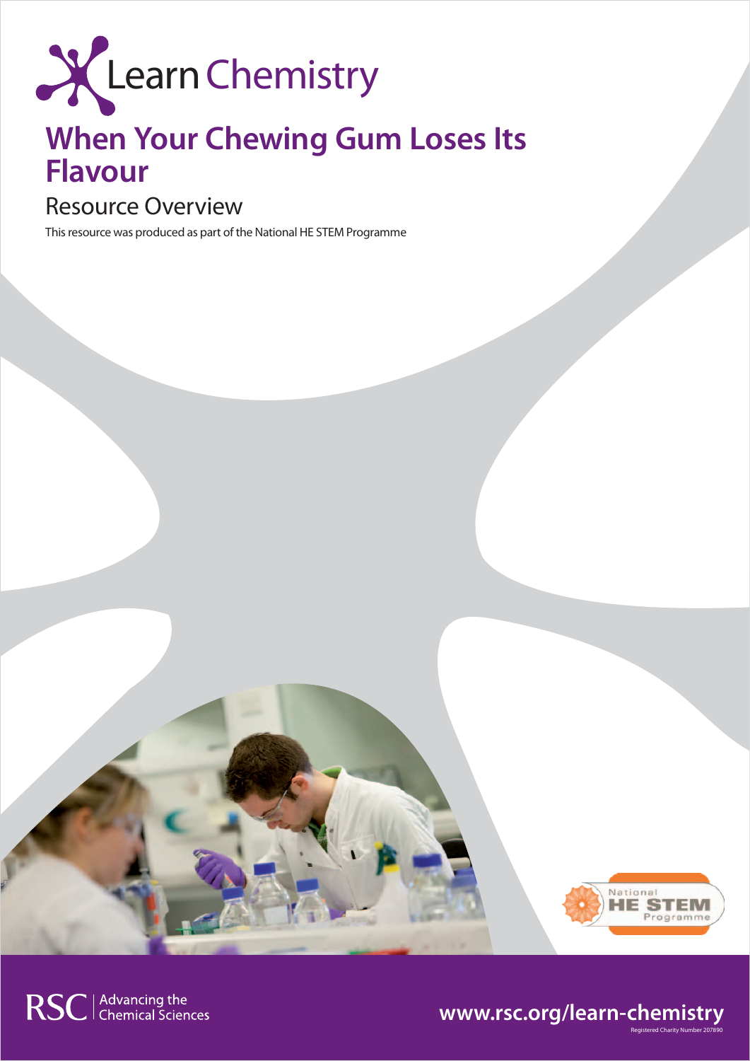Learn Chemistry

# When Your Chewing Gum Loses Its Flavour

## Resource Overview

This resource was produced as part of the National HE STEM Programme

RSC | Advancing the Chemical Sciences

www.rsc.org/learn-chemistry

Registered Charity Number 207890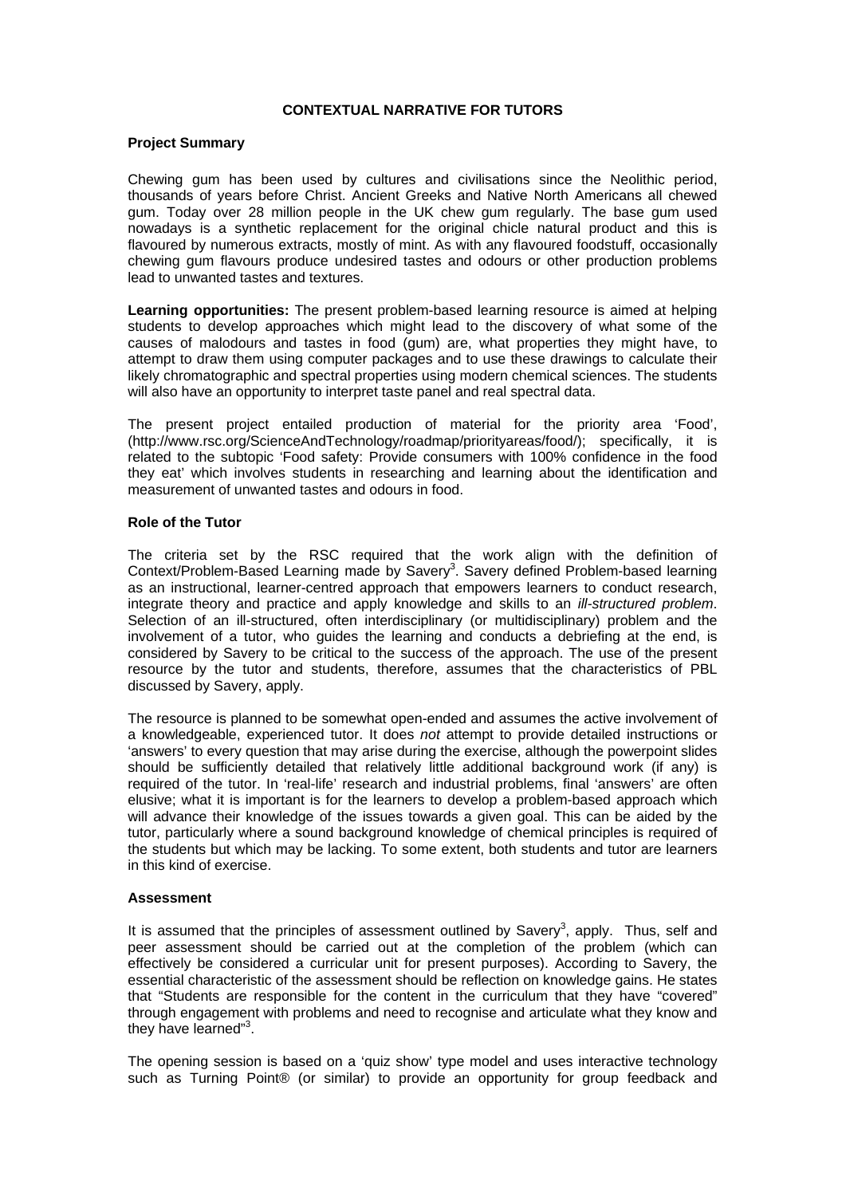## CONTEXTUAL NARRATIVE FOR TUTORS

### Project Summary

Chewing gum has been used by cultures and civilisations since the Neolithic period, thousands of years before Christ. Ancient Greeks and Native North Americans all chewed gum. Today over 28 million people in the UK chew gum regularly. The base gum used nowadays is a synthetic replacement for the original chicle natural product and this is flavoured by numerous extracts, mostly of mint. As with any flavoured foodstuff, occasionally chewing gum flavours produce undesired tastes and odours or other production problems lead to unwanted tastes and textures.

**Learning opportunities:** The present problem-based learning resource is aimed at helping students to develop approaches which might lead to the discovery of what some of the causes of malodours and tastes in food (gum) are, what properties they might have, to attempt to draw them using computer packages and to use these drawings to calculate their likely chromatographic and spectral properties using modern chemical sciences. The students will also have an opportunity to interpret taste panel and real spectral data.

The present project entailed production of material for the priority area 'Food', (http://www.rsc.org/ScienceAndTechnology/roadmap/priorityareas/food/); specifically, it is related to the subtopic 'Food safety: Provide consumers with 100% confidence in the food they eat' which involves students in researching and learning about the identification and measurement of unwanted tastes and odours in food.

### Role of the Tutor

The criteria set by the RSC required that the work align with the definition of Context/Problem-Based Learning made by Savery[3]. Savery defined Problem-based learning as an instructional, learner-centred approach that empowers learners to conduct research, integrate theory and practice and apply knowledge and skills to an *ill-structured problem*. Selection of an ill-structured, often interdisciplinary (or multidisciplinary) problem and the involvement of a tutor, who guides the learning and conducts a debriefing at the end, is considered by Savery to be critical to the success of the approach. The use of the present resource by the tutor and students, therefore, assumes that the characteristics of PBL discussed by Savery, apply.

The resource is planned to be somewhat open-ended and assumes the active involvement of a knowledgeable, experienced tutor. It does *not* attempt to provide detailed instructions or 'answers' to every question that may arise during the exercise, although the powerpoint slides should be sufficiently detailed that relatively little additional background work (if any) is required of the tutor. In 'real-life' research and industrial problems, final 'answers' are often elusive; what it is important is for the learners to develop a problem-based approach which will advance their knowledge of the issues towards a given goal. This can be aided by the tutor, particularly where a sound background knowledge of chemical principles is required of the students but which may be lacking. To some extent, both students and tutor are learners in this kind of exercise.

### Assessment

It is assumed that the principles of assessment outlined by Savery[3], apply. Thus, self and peer assessment should be carried out at the completion of the problem (which can effectively be considered a curricular unit for present purposes). According to Savery, the essential characteristic of the assessment should be reflection on knowledge gains. He states that "Students are responsible for the content in the curriculum that they have "covered" through engagement with problems and need to recognise and articulate what they know and they have learned"[3].

The opening session is based on a 'quiz show' type model and uses interactive technology such as Turning Point® (or similar) to provide an opportunity for group feedback and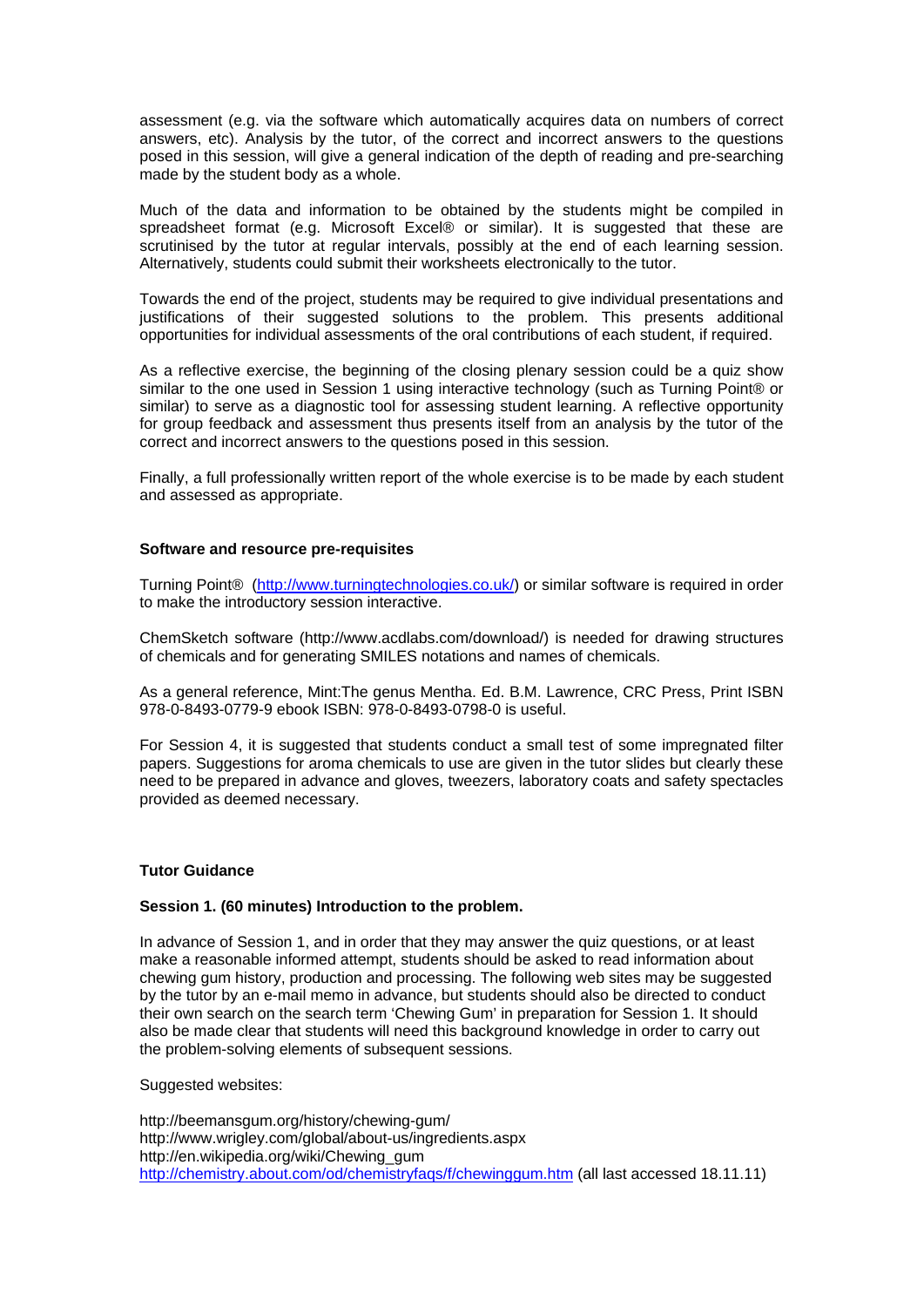assessment (e.g. via the software which automatically acquires data on numbers of correct answers, etc). Analysis by the tutor, of the correct and incorrect answers to the questions posed in this session, will give a general indication of the depth of reading and pre-searching made by the student body as a whole.

Much of the data and information to be obtained by the students might be compiled in spreadsheet format (e.g. Microsoft Excel® or similar). It is suggested that these are scrutinised by the tutor at regular intervals, possibly at the end of each learning session. Alternatively, students could submit their worksheets electronically to the tutor.

Towards the end of the project, students may be required to give individual presentations and justifications of their suggested solutions to the problem. This presents additional opportunities for individual assessments of the oral contributions of each student, if required.

As a reflective exercise, the beginning of the closing plenary session could be a quiz show similar to the one used in Session 1 using interactive technology (such as Turning Point® or similar) to serve as a diagnostic tool for assessing student learning. A reflective opportunity for group feedback and assessment thus presents itself from an analysis by the tutor of the correct and incorrect answers to the questions posed in this session.

Finally, a full professionally written report of the whole exercise is to be made by each student and assessed as appropriate.

**Software and resource pre-requisites**

Turning Point® (http://www.turningtechnologies.co.uk/) or similar software is required in order to make the introductory session interactive.

ChemSketch software (http://www.acdlabs.com/download/) is needed for drawing structures of chemicals and for generating SMILES notations and names of chemicals.

As a general reference, Mint:The genus Mentha. Ed. B.M. Lawrence, CRC Press, Print ISBN 978-0-8493-0779-9 ebook ISBN: 978-0-8493-0798-0 is useful.

For Session 4, it is suggested that students conduct a small test of some impregnated filter papers. Suggestions for aroma chemicals to use are given in the tutor slides but clearly these need to be prepared in advance and gloves, tweezers, laboratory coats and safety spectacles provided as deemed necessary.

**Tutor Guidance**

**Session 1. (60 minutes) Introduction to the problem.**

In advance of Session 1, and in order that they may answer the quiz questions, or at least make a reasonable informed attempt, students should be asked to read information about chewing gum history, production and processing. The following web sites may be suggested by the tutor by an e-mail memo in advance, but students should also be directed to conduct their own search on the search term 'Chewing Gum' in preparation for Session 1. It should also be made clear that students will need this background knowledge in order to carry out the problem-solving elements of subsequent sessions.

Suggested websites:

http://beemansgum.org/history/chewing-gum/
http://www.wrigley.com/global/about-us/ingredients.aspx
http://en.wikipedia.org/wiki/Chewing_gum
http://chemistry.about.com/od/chemistryfaqs/f/chewinggum.htm (all last accessed 18.11.11)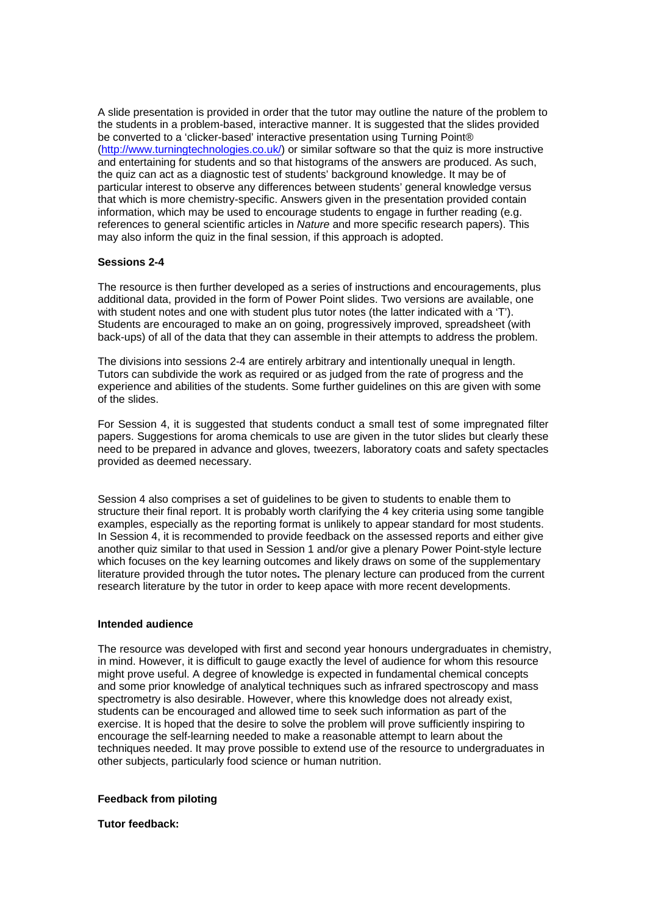A slide presentation is provided in order that the tutor may outline the nature of the problem to the students in a problem-based, interactive manner. It is suggested that the slides provided be converted to a 'clicker-based' interactive presentation using Turning Point® (http://www.turningtechnologies.co.uk/) or similar software so that the quiz is more instructive and entertaining for students and so that histograms of the answers are produced. As such, the quiz can act as a diagnostic test of students' background knowledge. It may be of particular interest to observe any differences between students' general knowledge versus that which is more chemistry-specific. Answers given in the presentation provided contain information, which may be used to encourage students to engage in further reading (e.g. references to general scientific articles in *Nature* and more specific research papers). This may also inform the quiz in the final session, if this approach is adopted.

**Sessions 2-4**

The resource is then further developed as a series of instructions and encouragements, plus additional data, provided in the form of Power Point slides. Two versions are available, one with student notes and one with student plus tutor notes (the latter indicated with a 'T'). Students are encouraged to make an on going, progressively improved, spreadsheet (with back-ups) of all of the data that they can assemble in their attempts to address the problem.

The divisions into sessions 2-4 are entirely arbitrary and intentionally unequal in length. Tutors can subdivide the work as required or as judged from the rate of progress and the experience and abilities of the students. Some further guidelines on this are given with some of the slides.

For Session 4, it is suggested that students conduct a small test of some impregnated filter papers. Suggestions for aroma chemicals to use are given in the tutor slides but clearly these need to be prepared in advance and gloves, tweezers, laboratory coats and safety spectacles provided as deemed necessary.

Session 4 also comprises a set of guidelines to be given to students to enable them to structure their final report. It is probably worth clarifying the 4 key criteria using some tangible examples, especially as the reporting format is unlikely to appear standard for most students. In Session 4, it is recommended to provide feedback on the assessed reports and either give another quiz similar to that used in Session 1 and/or give a plenary Power Point-style lecture which focuses on the key learning outcomes and likely draws on some of the supplementary literature provided through the tutor notes**.** The plenary lecture can produced from the current research literature by the tutor in order to keep apace with more recent developments.

**Intended audience**

The resource was developed with first and second year honours undergraduates in chemistry, in mind. However, it is difficult to gauge exactly the level of audience for whom this resource might prove useful. A degree of knowledge is expected in fundamental chemical concepts and some prior knowledge of analytical techniques such as infrared spectroscopy and mass spectrometry is also desirable. However, where this knowledge does not already exist, students can be encouraged and allowed time to seek such information as part of the exercise. It is hoped that the desire to solve the problem will prove sufficiently inspiring to encourage the self-learning needed to make a reasonable attempt to learn about the techniques needed. It may prove possible to extend use of the resource to undergraduates in other subjects, particularly food science or human nutrition.

**Feedback from piloting**

**Tutor feedback:**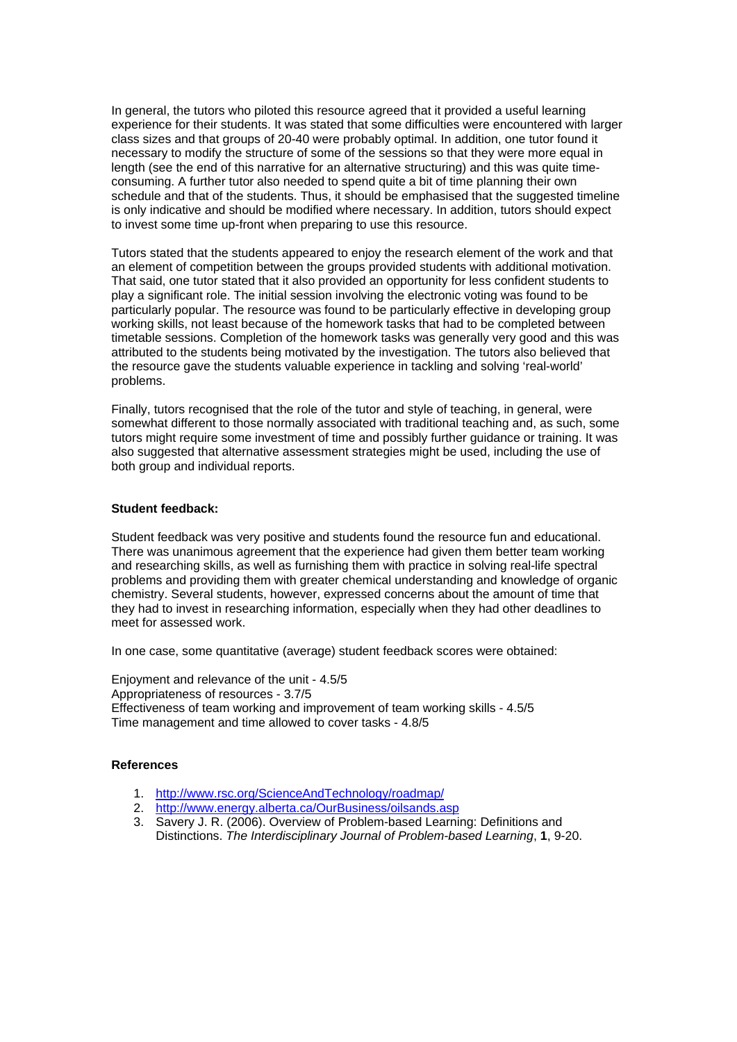In general, the tutors who piloted this resource agreed that it provided a useful learning experience for their students. It was stated that some difficulties were encountered with larger class sizes and that groups of 20-40 were probably optimal. In addition, one tutor found it necessary to modify the structure of some of the sessions so that they were more equal in length (see the end of this narrative for an alternative structuring) and this was quite time-consuming. A further tutor also needed to spend quite a bit of time planning their own schedule and that of the students. Thus, it should be emphasised that the suggested timeline is only indicative and should be modified where necessary. In addition, tutors should expect to invest some time up-front when preparing to use this resource.

Tutors stated that the students appeared to enjoy the research element of the work and that an element of competition between the groups provided students with additional motivation. That said, one tutor stated that it also provided an opportunity for less confident students to play a significant role. The initial session involving the electronic voting was found to be particularly popular. The resource was found to be particularly effective in developing group working skills, not least because of the homework tasks that had to be completed between timetable sessions. Completion of the homework tasks was generally very good and this was attributed to the students being motivated by the investigation. The tutors also believed that the resource gave the students valuable experience in tackling and solving 'real-world' problems.

Finally, tutors recognised that the role of the tutor and style of teaching, in general, were somewhat different to those normally associated with traditional teaching and, as such, some tutors might require some investment of time and possibly further guidance or training. It was also suggested that alternative assessment strategies might be used, including the use of both group and individual reports.

**Student feedback:**

Student feedback was very positive and students found the resource fun and educational. There was unanimous agreement that the experience had given them better team working and researching skills, as well as furnishing them with practice in solving real-life spectral problems and providing them with greater chemical understanding and knowledge of organic chemistry. Several students, however, expressed concerns about the amount of time that they had to invest in researching information, especially when they had other deadlines to meet for assessed work.

In one case, some quantitative (average) student feedback scores were obtained:

Enjoyment and relevance of the unit - 4.5/5
Appropriateness of resources - 3.7/5
Effectiveness of team working and improvement of team working skills - 4.5/5
Time management and time allowed to cover tasks - 4.8/5

**References**

1. http://www.rsc.org/ScienceAndTechnology/roadmap/
2. http://www.energy.alberta.ca/OurBusiness/oilsands.asp
3. Savery J. R. (2006). Overview of Problem-based Learning: Definitions and Distinctions. *The Interdisciplinary Journal of Problem-based Learning*, **1**, 9-20.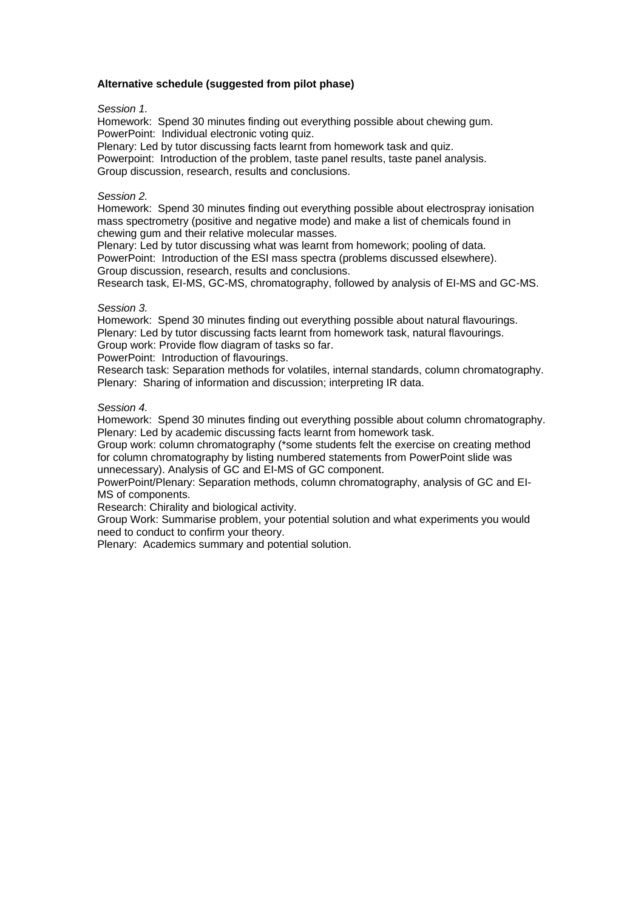**Alternative schedule (suggested from pilot phase)**

*Session 1.*

Homework: Spend 30 minutes finding out everything possible about chewing gum.
PowerPoint: Individual electronic voting quiz.
Plenary: Led by tutor discussing facts learnt from homework task and quiz.
Powerpoint: Introduction of the problem, taste panel results, taste panel analysis.
Group discussion, research, results and conclusions.

*Session 2.*

Homework: Spend 30 minutes finding out everything possible about electrospray ionisation mass spectrometry (positive and negative mode) and make a list of chemicals found in chewing gum and their relative molecular masses.
Plenary: Led by tutor discussing what was learnt from homework; pooling of data.
PowerPoint: Introduction of the ESI mass spectra (problems discussed elsewhere).
Group discussion, research, results and conclusions.
Research task, EI-MS, GC-MS, chromatography, followed by analysis of EI-MS and GC-MS.

*Session 3.*

Homework: Spend 30 minutes finding out everything possible about natural flavourings.
Plenary: Led by tutor discussing facts learnt from homework task, natural flavourings.
Group work: Provide flow diagram of tasks so far.
PowerPoint: Introduction of flavourings.
Research task: Separation methods for volatiles, internal standards, column chromatography.
Plenary: Sharing of information and discussion; interpreting IR data.

*Session 4.*

Homework: Spend 30 minutes finding out everything possible about column chromatography.
Plenary: Led by academic discussing facts learnt from homework task.
Group work: column chromatography (*some students felt the exercise on creating method for column chromatography by listing numbered statements from PowerPoint slide was unnecessary). Analysis of GC and EI-MS of GC component.
PowerPoint/Plenary: Separation methods, column chromatography, analysis of GC and EI-MS of components.
Research: Chirality and biological activity.
Group Work: Summarise problem, your potential solution and what experiments you would need to conduct to confirm your theory.
Plenary: Academics summary and potential solution.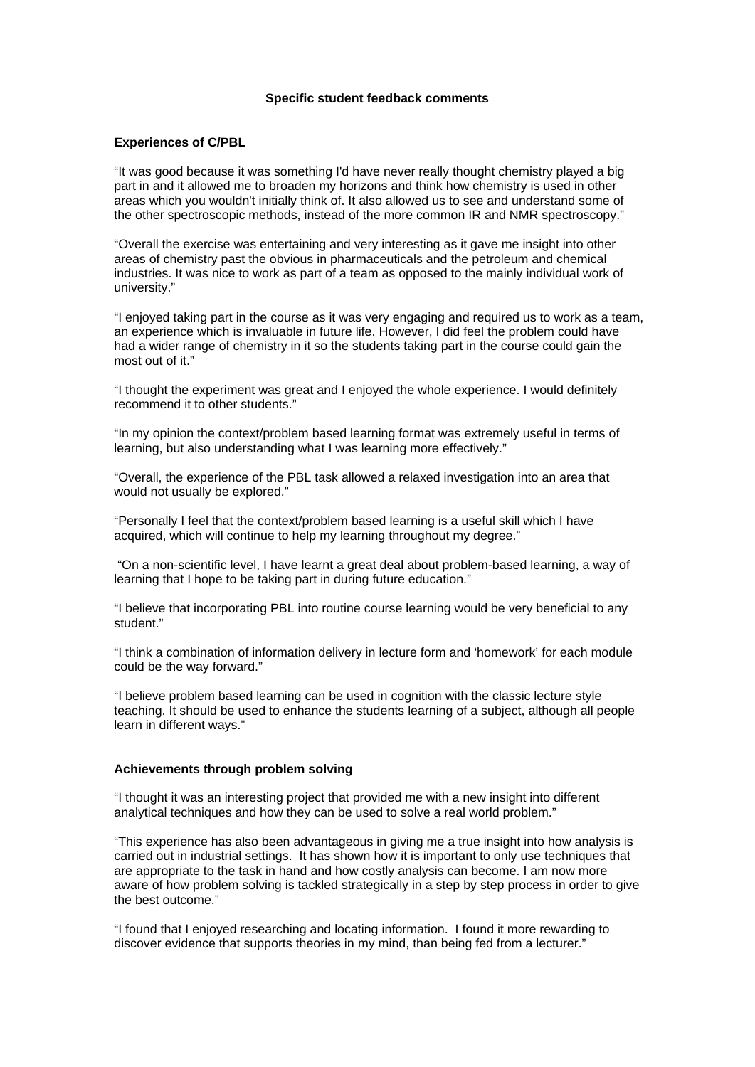**Specific student feedback comments**

**Experiences of C/PBL**

"It was good because it was something I'd have never really thought chemistry played a big part in and it allowed me to broaden my horizons and think how chemistry is used in other areas which you wouldn't initially think of. It also allowed us to see and understand some of the other spectroscopic methods, instead of the more common IR and NMR spectroscopy."

"Overall the exercise was entertaining and very interesting as it gave me insight into other areas of chemistry past the obvious in pharmaceuticals and the petroleum and chemical industries. It was nice to work as part of a team as opposed to the mainly individual work of university."

"I enjoyed taking part in the course as it was very engaging and required us to work as a team, an experience which is invaluable in future life. However, I did feel the problem could have had a wider range of chemistry in it so the students taking part in the course could gain the most out of it."

"I thought the experiment was great and I enjoyed the whole experience. I would definitely recommend it to other students."

"In my opinion the context/problem based learning format was extremely useful in terms of learning, but also understanding what I was learning more effectively."

"Overall, the experience of the PBL task allowed a relaxed investigation into an area that would not usually be explored."

"Personally I feel that the context/problem based learning is a useful skill which I have acquired, which will continue to help my learning throughout my degree."

"On a non-scientific level, I have learnt a great deal about problem-based learning, a way of learning that I hope to be taking part in during future education."

"I believe that incorporating PBL into routine course learning would be very beneficial to any student."

"I think a combination of information delivery in lecture form and 'homework' for each module could be the way forward."

"I believe problem based learning can be used in cognition with the classic lecture style teaching. It should be used to enhance the students learning of a subject, although all people learn in different ways."

**Achievements through problem solving**

"I thought it was an interesting project that provided me with a new insight into different analytical techniques and how they can be used to solve a real world problem."

"This experience has also been advantageous in giving me a true insight into how analysis is carried out in industrial settings. It has shown how it is important to only use techniques that are appropriate to the task in hand and how costly analysis can become. I am now more aware of how problem solving is tackled strategically in a step by step process in order to give the best outcome."

"I found that I enjoyed researching and locating information. I found it more rewarding to discover evidence that supports theories in my mind, than being fed from a lecturer."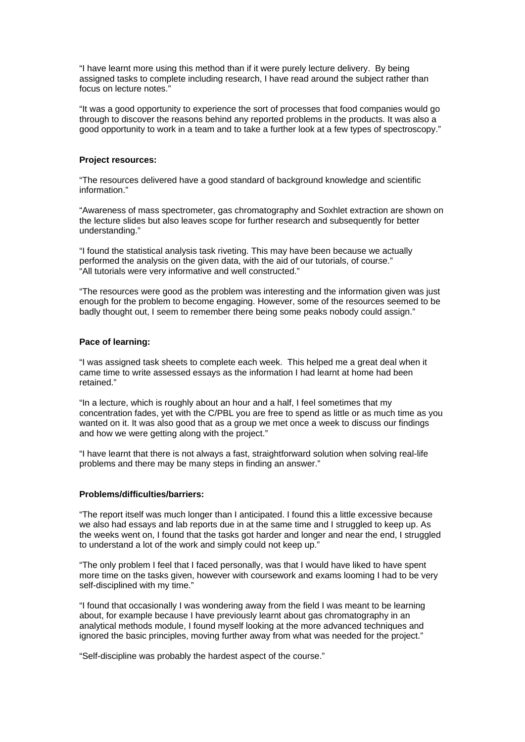"I have learnt more using this method than if it were purely lecture delivery. By being assigned tasks to complete including research, I have read around the subject rather than focus on lecture notes."

"It was a good opportunity to experience the sort of processes that food companies would go through to discover the reasons behind any reported problems in the products. It was also a good opportunity to work in a team and to take a further look at a few types of spectroscopy."

**Project resources:**

"The resources delivered have a good standard of background knowledge and scientific information."

"Awareness of mass spectrometer, gas chromatography and Soxhlet extraction are shown on the lecture slides but also leaves scope for further research and subsequently for better understanding."

"I found the statistical analysis task riveting. This may have been because we actually performed the analysis on the given data, with the aid of our tutorials, of course."
"All tutorials were very informative and well constructed."

"The resources were good as the problem was interesting and the information given was just enough for the problem to become engaging. However, some of the resources seemed to be badly thought out, I seem to remember there being some peaks nobody could assign."

**Pace of learning:**

"I was assigned task sheets to complete each week. This helped me a great deal when it came time to write assessed essays as the information I had learnt at home had been retained."

"In a lecture, which is roughly about an hour and a half, I feel sometimes that my concentration fades, yet with the C/PBL you are free to spend as little or as much time as you wanted on it. It was also good that as a group we met once a week to discuss our findings and how we were getting along with the project."

"I have learnt that there is not always a fast, straightforward solution when solving real-life problems and there may be many steps in finding an answer."

**Problems/difficulties/barriers:**

"The report itself was much longer than I anticipated. I found this a little excessive because we also had essays and lab reports due in at the same time and I struggled to keep up. As the weeks went on, I found that the tasks got harder and longer and near the end, I struggled to understand a lot of the work and simply could not keep up."

"The only problem I feel that I faced personally, was that I would have liked to have spent more time on the tasks given, however with coursework and exams looming I had to be very self-disciplined with my time."

"I found that occasionally I was wondering away from the field I was meant to be learning about, for example because I have previously learnt about gas chromatography in an analytical methods module, I found myself looking at the more advanced techniques and ignored the basic principles, moving further away from what was needed for the project."

"Self-discipline was probably the hardest aspect of the course."